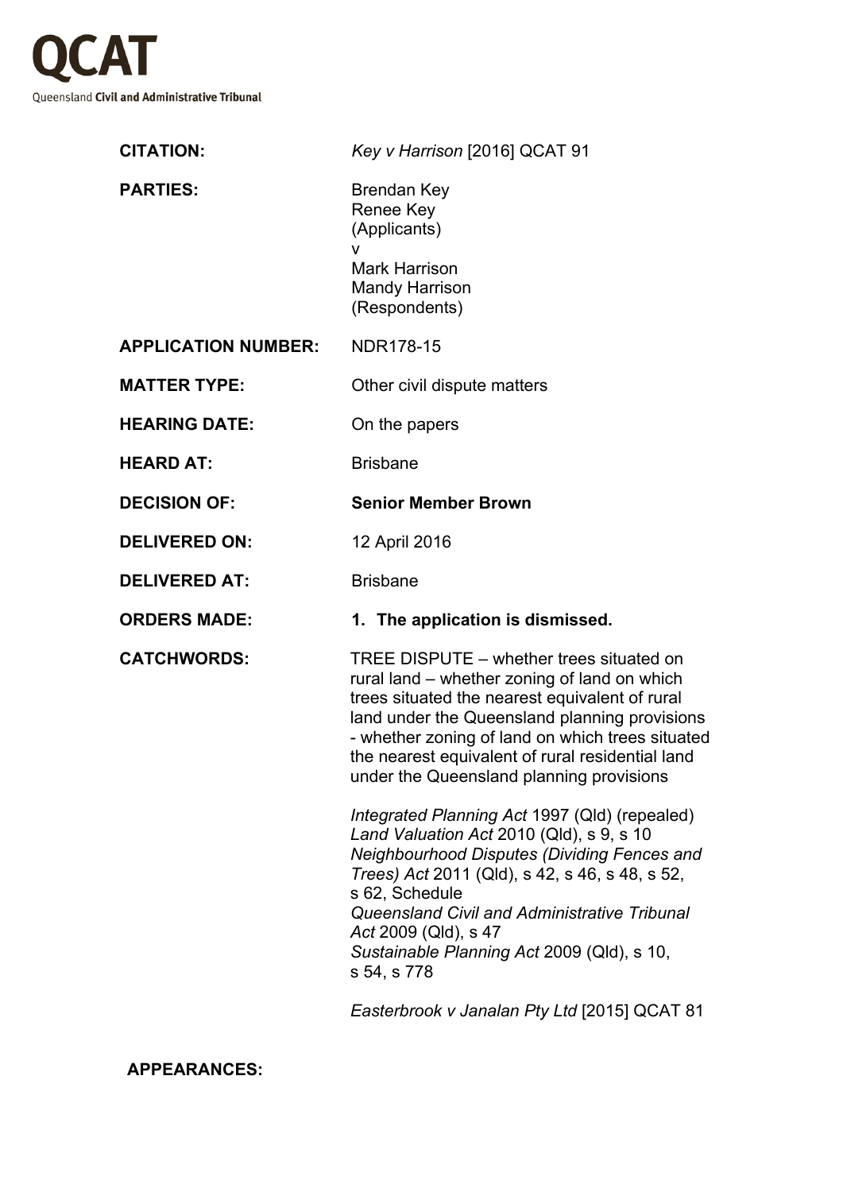**QCAT**

Queensland **Civil and Administrative Tribunal**

| | |
|---|---|
| **CITATION:** | *Key v Harrison* [2016] QCAT 91 |
| **PARTIES:** | Brendan Key<br>Renee Key<br>(Applicants)<br>v<br>Mark Harrison<br>Mandy Harrison<br>(Respondents) |
| **APPLICATION NUMBER:** | NDR178-15 |
| **MATTER TYPE:** | Other civil dispute matters |
| **HEARING DATE:** | On the papers |
| **HEARD AT:** | Brisbane |
| **DECISION OF:** | **Senior Member Brown** |
| **DELIVERED ON:** | 12 April 2016 |
| **DELIVERED AT:** | Brisbane |
| **ORDERS MADE:** | **1. The application is dismissed.** |
| **CATCHWORDS:** | TREE DISPUTE – whether trees situated on rural land – whether zoning of land on which trees situated the nearest equivalent of rural land under the Queensland planning provisions - whether zoning of land on which trees situated the nearest equivalent of rural residential land under the Queensland planning provisions<br><br>*Integrated Planning Act* 1997 (Qld) (repealed)<br>*Land Valuation Act* 2010 (Qld), s 9, s 10<br>*Neighbourhood Disputes (Dividing Fences and Trees) Act* 2011 (Qld), s 42, s 46, s 48, s 52, s 62, Schedule<br>*Queensland Civil and Administrative Tribunal Act* 2009 (Qld), s 47<br>*Sustainable Planning Act* 2009 (Qld), s 10, s 54, s 778<br><br>*Easterbrook v Janalan Pty Ltd* [2015] QCAT 81 |

**APPEARANCES:**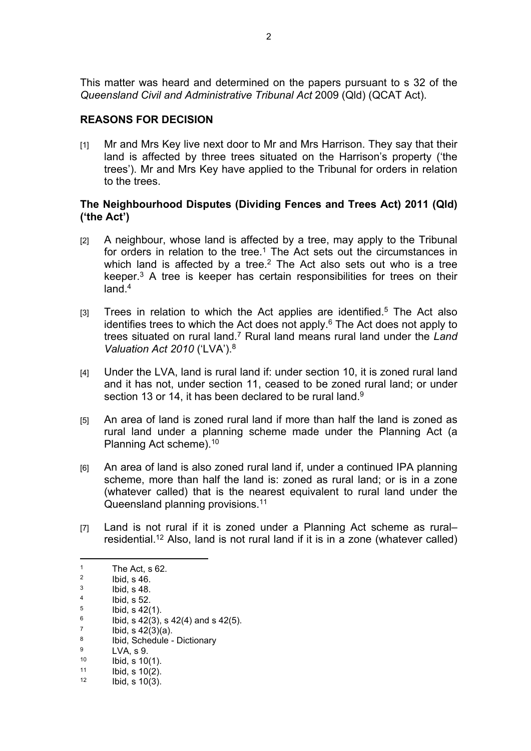This matter was heard and determined on the papers pursuant to s 32 of the *Queensland Civil and Administrative Tribunal Act* 2009 (Qld) (QCAT Act).

## REASONS FOR DECISION

[1] Mr and Mrs Key live next door to Mr and Mrs Harrison. They say that their land is affected by three trees situated on the Harrison's property ('the trees'). Mr and Mrs Key have applied to the Tribunal for orders in relation to the trees.

### The Neighbourhood Disputes (Dividing Fences and Trees Act) 2011 (Qld) ('the Act')

[2] A neighbour, whose land is affected by a tree, may apply to the Tribunal for orders in relation to the tree.[1] The Act sets out the circumstances in which land is affected by a tree.[2] The Act also sets out who is a tree keeper.[3] A tree is keeper has certain responsibilities for trees on their land.[4]

[3] Trees in relation to which the Act applies are identified.[5] The Act also identifies trees to which the Act does not apply.[6] The Act does not apply to trees situated on rural land.[7] Rural land means rural land under the *Land Valuation Act 2010* ('LVA').[8]

[4] Under the LVA, land is rural land if: under section 10, it is zoned rural land and it has not, under section 11, ceased to be zoned rural land; or under section 13 or 14, it has been declared to be rural land.[9]

[5] An area of land is zoned rural land if more than half the land is zoned as rural land under a planning scheme made under the Planning Act (a Planning Act scheme).[10]

[6] An area of land is also zoned rural land if, under a continued IPA planning scheme, more than half the land is: zoned as rural land; or is in a zone (whatever called) that is the nearest equivalent to rural land under the Queensland planning provisions.[11]

[7] Land is not rural if it is zoned under a Planning Act scheme as rural–residential.[12] Also, land is not rural land if it is in a zone (whatever called)

---

[1] The Act, s 62.
[2] Ibid, s 46.
[3] Ibid, s 48.
[4] Ibid, s 52.
[5] Ibid, s 42(1).
[6] Ibid, s 42(3), s 42(4) and s 42(5).
[7] Ibid, s 42(3)(a).
[8] Ibid, Schedule - Dictionary
[9] LVA, s 9.
[10] Ibid, s 10(1).
[11] Ibid, s 10(2).
[12] Ibid, s 10(3).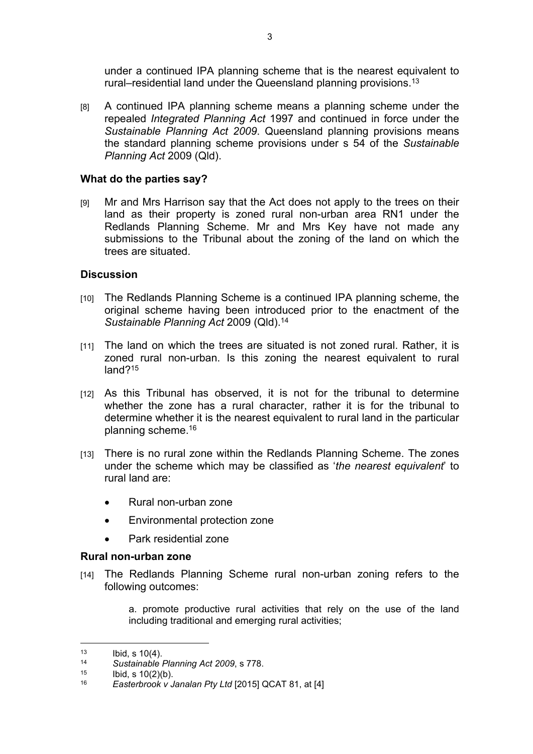under a continued IPA planning scheme that is the nearest equivalent to rural–residential land under the Queensland planning provisions.[13]

[8] A continued IPA planning scheme means a planning scheme under the repealed *Integrated Planning Act* 1997 and continued in force under the *Sustainable Planning Act 2009*. Queensland planning provisions means the standard planning scheme provisions under s 54 of the *Sustainable Planning Act* 2009 (Qld).

## What do the parties say?

[9] Mr and Mrs Harrison say that the Act does not apply to the trees on their land as their property is zoned rural non-urban area RN1 under the Redlands Planning Scheme. Mr and Mrs Key have not made any submissions to the Tribunal about the zoning of the land on which the trees are situated.

## Discussion

[10] The Redlands Planning Scheme is a continued IPA planning scheme, the original scheme having been introduced prior to the enactment of the *Sustainable Planning Act* 2009 (Qld).[14]

[11] The land on which the trees are situated is not zoned rural. Rather, it is zoned rural non-urban. Is this zoning the nearest equivalent to rural land?[15]

[12] As this Tribunal has observed, it is not for the tribunal to determine whether the zone has a rural character, rather it is for the tribunal to determine whether it is the nearest equivalent to rural land in the particular planning scheme.[16]

[13] There is no rural zone within the Redlands Planning Scheme. The zones under the scheme which may be classified as '*the nearest equivalent*' to rural land are:

- Rural non-urban zone
- Environmental protection zone
- Park residential zone

## Rural non-urban zone

[14] The Redlands Planning Scheme rural non-urban zoning refers to the following outcomes:

> a. promote productive rural activities that rely on the use of the land including traditional and emerging rural activities;

---

[13] Ibid, s 10(4).

[14] *Sustainable Planning Act 2009*, s 778.

[15] Ibid, s 10(2)(b).

[16] *Easterbrook v Janalan Pty Ltd* [2015] QCAT 81, at [4]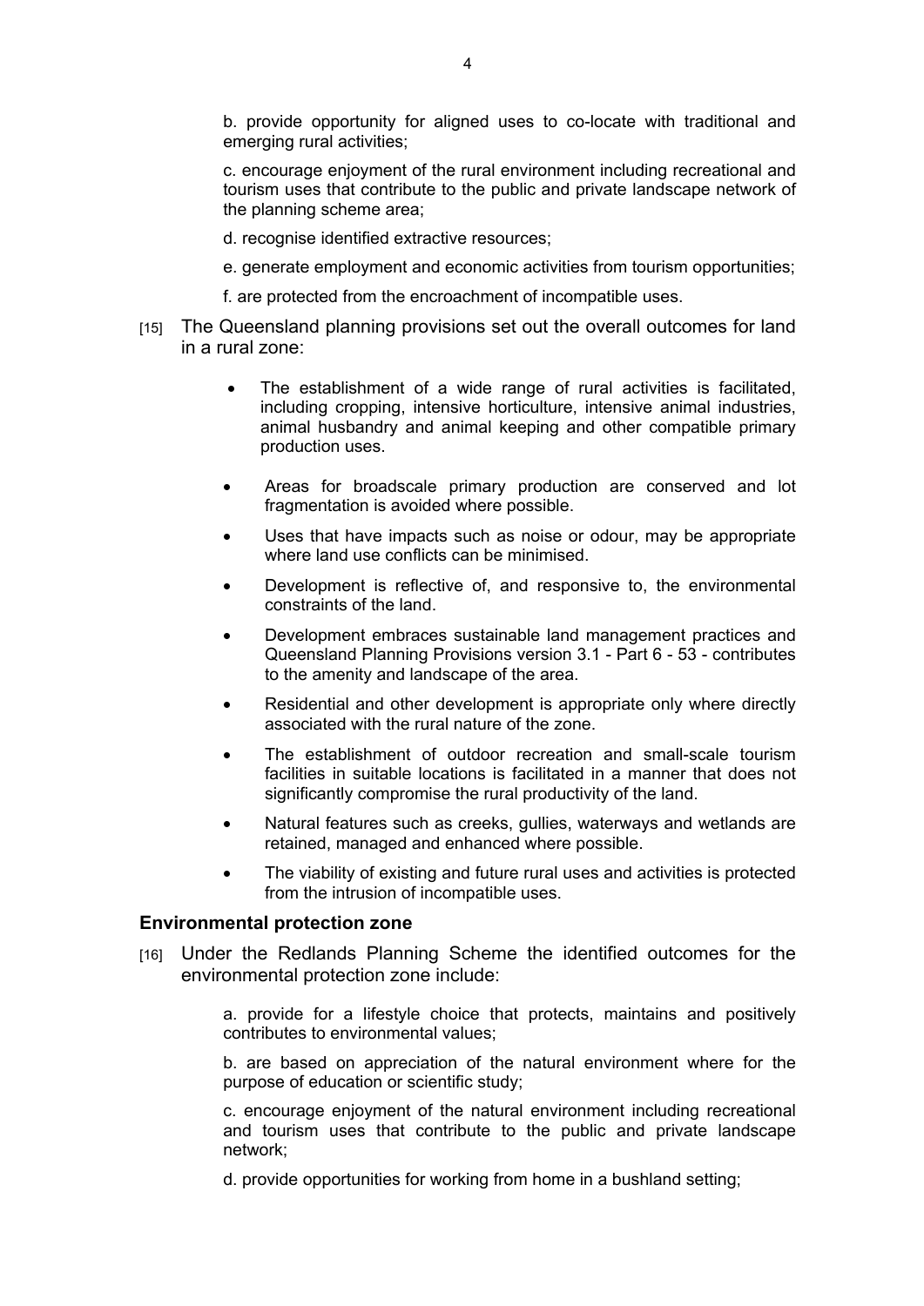b. provide opportunity for aligned uses to co-locate with traditional and emerging rural activities;

c. encourage enjoyment of the rural environment including recreational and tourism uses that contribute to the public and private landscape network of the planning scheme area;

d. recognise identified extractive resources;

e. generate employment and economic activities from tourism opportunities;

f. are protected from the encroachment of incompatible uses.

[15] The Queensland planning provisions set out the overall outcomes for land in a rural zone:

- The establishment of a wide range of rural activities is facilitated, including cropping, intensive horticulture, intensive animal industries, animal husbandry and animal keeping and other compatible primary production uses.
- Areas for broadscale primary production are conserved and lot fragmentation is avoided where possible.
- Uses that have impacts such as noise or odour, may be appropriate where land use conflicts can be minimised.
- Development is reflective of, and responsive to, the environmental constraints of the land.
- Development embraces sustainable land management practices and Queensland Planning Provisions version 3.1 - Part 6 - 53 - contributes to the amenity and landscape of the area.
- Residential and other development is appropriate only where directly associated with the rural nature of the zone.
- The establishment of outdoor recreation and small-scale tourism facilities in suitable locations is facilitated in a manner that does not significantly compromise the rural productivity of the land.
- Natural features such as creeks, gullies, waterways and wetlands are retained, managed and enhanced where possible.
- The viability of existing and future rural uses and activities is protected from the intrusion of incompatible uses.

### Environmental protection zone

[16] Under the Redlands Planning Scheme the identified outcomes for the environmental protection zone include:

a. provide for a lifestyle choice that protects, maintains and positively contributes to environmental values;

b. are based on appreciation of the natural environment where for the purpose of education or scientific study;

c. encourage enjoyment of the natural environment including recreational and tourism uses that contribute to the public and private landscape network;

d. provide opportunities for working from home in a bushland setting;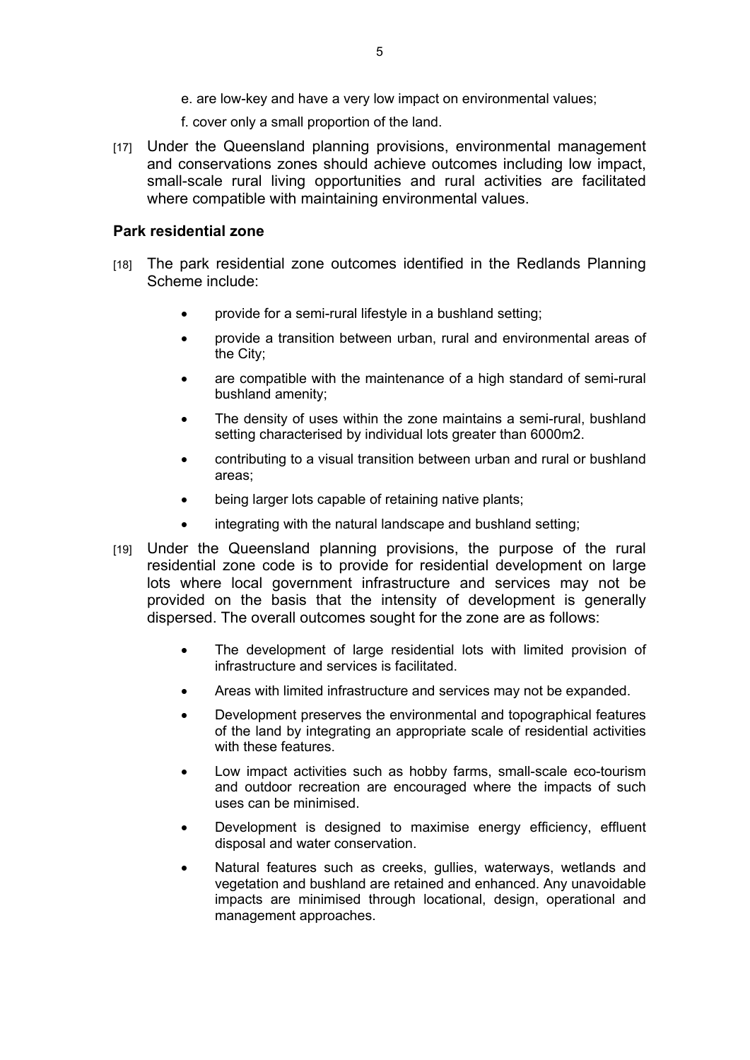e. are low-key and have a very low impact on environmental values;

f. cover only a small proportion of the land.

[17] Under the Queensland planning provisions, environmental management and conservations zones should achieve outcomes including low impact, small-scale rural living opportunities and rural activities are facilitated where compatible with maintaining environmental values.

**Park residential zone**

[18] The park residential zone outcomes identified in the Redlands Planning Scheme include:

- provide for a semi-rural lifestyle in a bushland setting;
- provide a transition between urban, rural and environmental areas of the City;
- are compatible with the maintenance of a high standard of semi-rural bushland amenity;
- The density of uses within the zone maintains a semi-rural, bushland setting characterised by individual lots greater than 6000m2.
- contributing to a visual transition between urban and rural or bushland areas;
- being larger lots capable of retaining native plants;
- integrating with the natural landscape and bushland setting;

[19] Under the Queensland planning provisions, the purpose of the rural residential zone code is to provide for residential development on large lots where local government infrastructure and services may not be provided on the basis that the intensity of development is generally dispersed. The overall outcomes sought for the zone are as follows:

- The development of large residential lots with limited provision of infrastructure and services is facilitated.
- Areas with limited infrastructure and services may not be expanded.
- Development preserves the environmental and topographical features of the land by integrating an appropriate scale of residential activities with these features.
- Low impact activities such as hobby farms, small-scale eco-tourism and outdoor recreation are encouraged where the impacts of such uses can be minimised.
- Development is designed to maximise energy efficiency, effluent disposal and water conservation.
- Natural features such as creeks, gullies, waterways, wetlands and vegetation and bushland are retained and enhanced. Any unavoidable impacts are minimised through locational, design, operational and management approaches.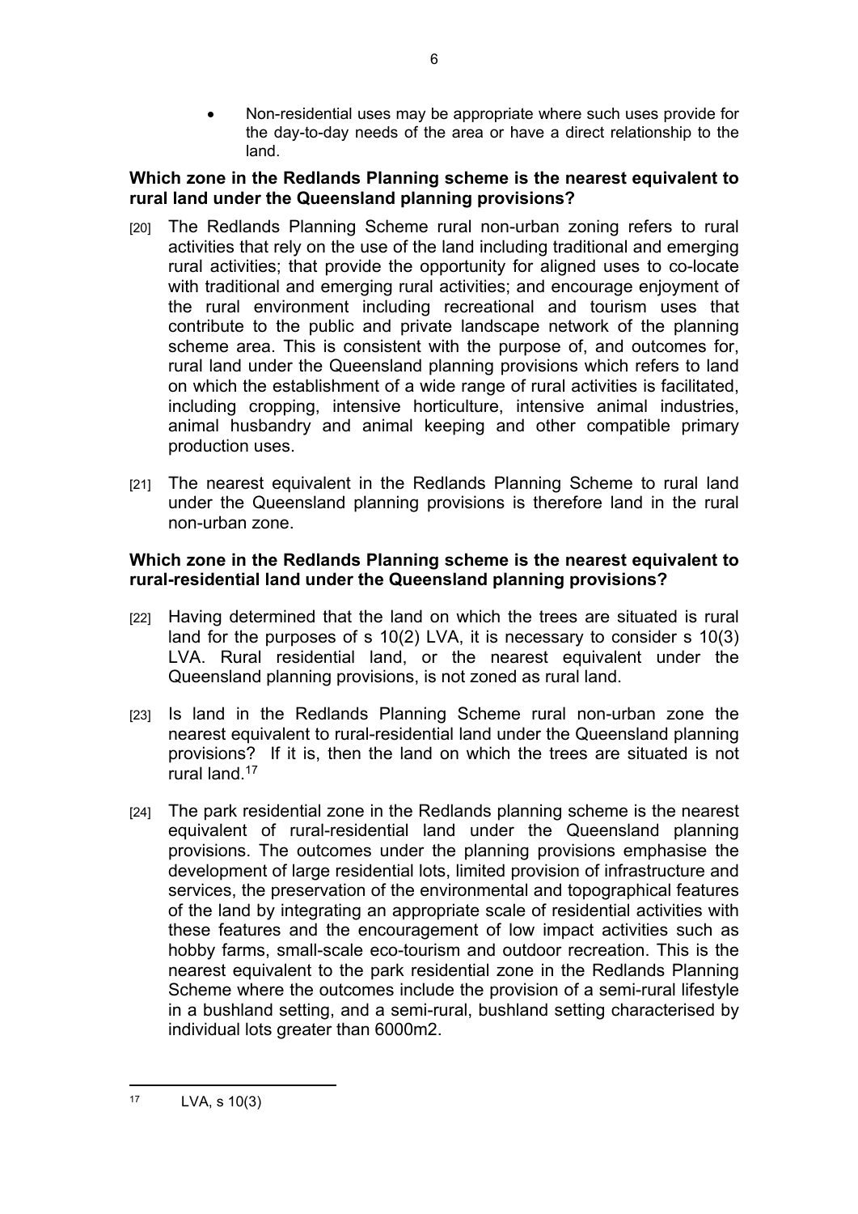- Non-residential uses may be appropriate where such uses provide for the day-to-day needs of the area or have a direct relationship to the land.

**Which zone in the Redlands Planning scheme is the nearest equivalent to rural land under the Queensland planning provisions?**

[20] The Redlands Planning Scheme rural non-urban zoning refers to rural activities that rely on the use of the land including traditional and emerging rural activities; that provide the opportunity for aligned uses to co-locate with traditional and emerging rural activities; and encourage enjoyment of the rural environment including recreational and tourism uses that contribute to the public and private landscape network of the planning scheme area. This is consistent with the purpose of, and outcomes for, rural land under the Queensland planning provisions which refers to land on which the establishment of a wide range of rural activities is facilitated, including cropping, intensive horticulture, intensive animal industries, animal husbandry and animal keeping and other compatible primary production uses.

[21] The nearest equivalent in the Redlands Planning Scheme to rural land under the Queensland planning provisions is therefore land in the rural non-urban zone.

**Which zone in the Redlands Planning scheme is the nearest equivalent to rural-residential land under the Queensland planning provisions?**

[22] Having determined that the land on which the trees are situated is rural land for the purposes of s 10(2) LVA, it is necessary to consider s 10(3) LVA. Rural residential land, or the nearest equivalent under the Queensland planning provisions, is not zoned as rural land.

[23] Is land in the Redlands Planning Scheme rural non-urban zone the nearest equivalent to rural-residential land under the Queensland planning provisions? If it is, then the land on which the trees are situated is not rural land.[17]

[24] The park residential zone in the Redlands planning scheme is the nearest equivalent of rural-residential land under the Queensland planning provisions. The outcomes under the planning provisions emphasise the development of large residential lots, limited provision of infrastructure and services, the preservation of the environmental and topographical features of the land by integrating an appropriate scale of residential activities with these features and the encouragement of low impact activities such as hobby farms, small-scale eco-tourism and outdoor recreation. This is the nearest equivalent to the park residential zone in the Redlands Planning Scheme where the outcomes include the provision of a semi-rural lifestyle in a bushland setting, and a semi-rural, bushland setting characterised by individual lots greater than 6000m2.

---

[17] LVA, s 10(3)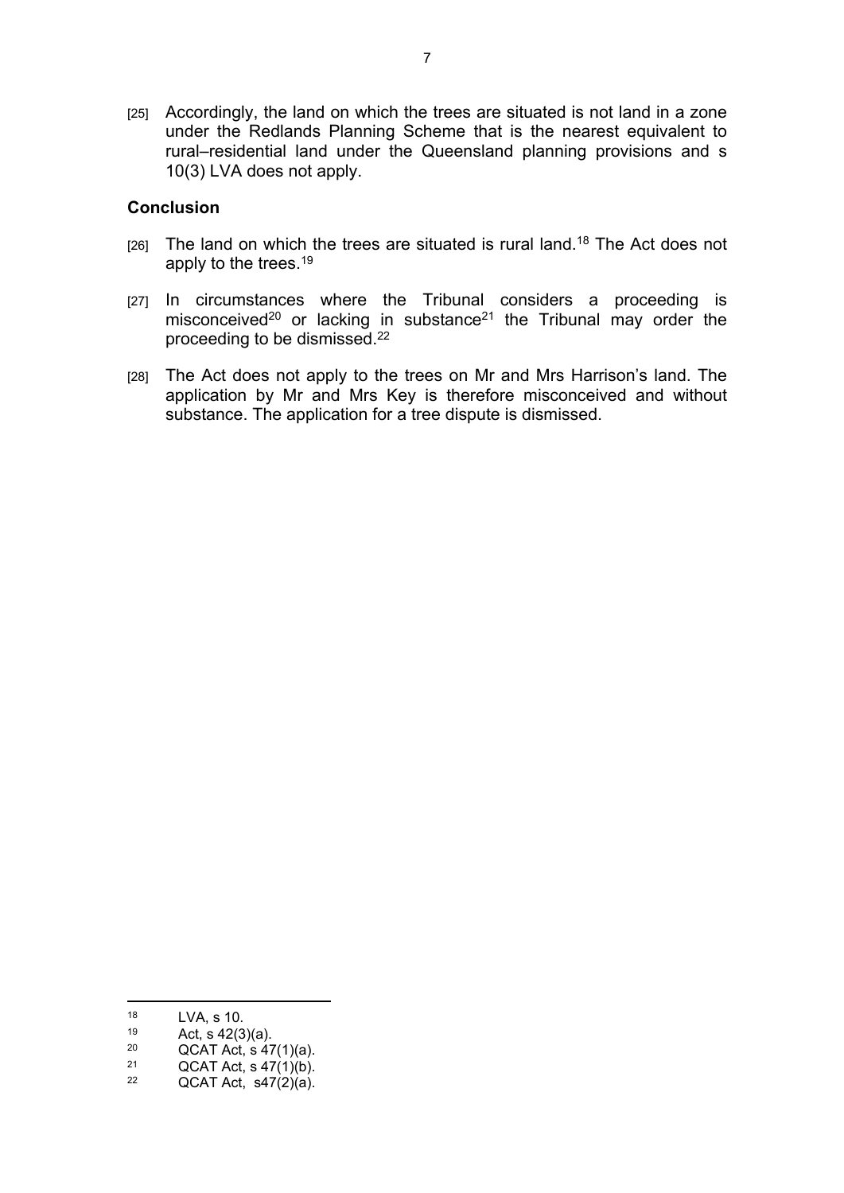[25] Accordingly, the land on which the trees are situated is not land in a zone under the Redlands Planning Scheme that is the nearest equivalent to rural–residential land under the Queensland planning provisions and s 10(3) LVA does not apply.

## Conclusion

[26] The land on which the trees are situated is rural land.[18] The Act does not apply to the trees.[19]

[27] In circumstances where the Tribunal considers a proceeding is misconceived[20] or lacking in substance[21] the Tribunal may order the proceeding to be dismissed.[22]

[28] The Act does not apply to the trees on Mr and Mrs Harrison's land. The application by Mr and Mrs Key is therefore misconceived and without substance. The application for a tree dispute is dismissed.

---

[18] LVA, s 10.

[19] Act, s 42(3)(a).

[20] QCAT Act, s 47(1)(a).

[21] QCAT Act, s 47(1)(b).

[22] QCAT Act, s47(2)(a).